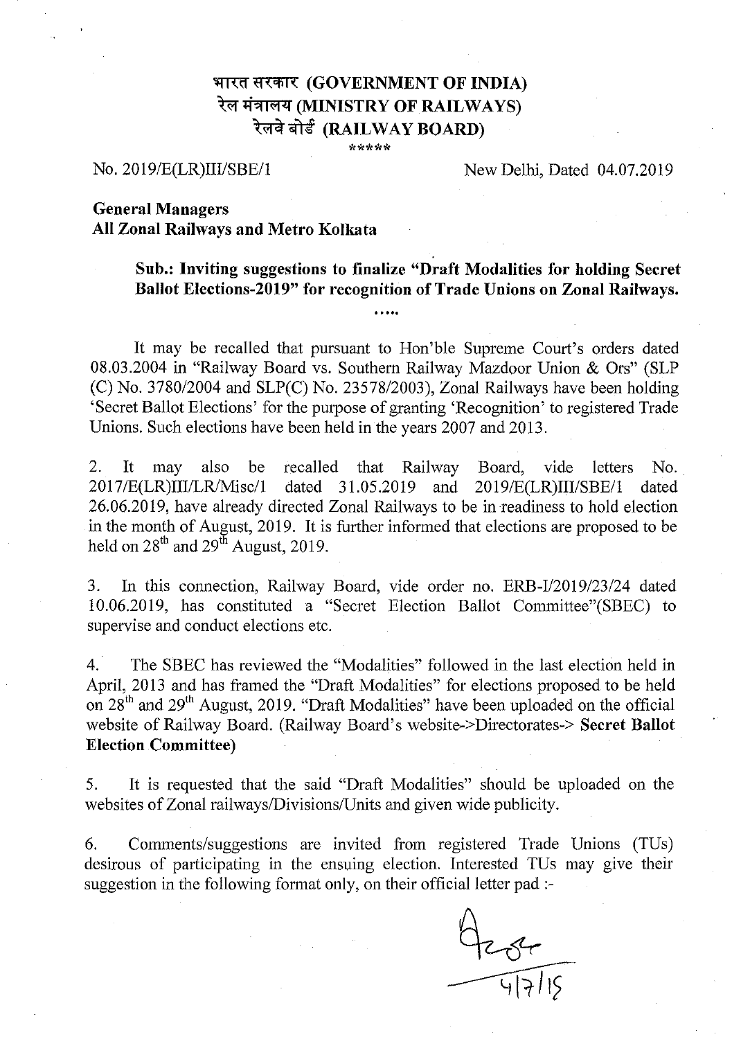# भारत सरकार (GOVERNMENT OF INDIA)
## रेल मंत्रालय (MINISTRY OF RAILWAYS)
## रेलवे बोर्ड (RAILWAY BOARD)

\*\*\*\*\*

No. 2019/E(LR)III/SBE/1 &nbsp;&nbsp;&nbsp;&nbsp;&nbsp;&nbsp;&nbsp;&nbsp; New Delhi, Dated 04.07.2019

**General Managers**
**All Zonal Railways and Metro Kolkata**

**Sub.: Inviting suggestions to finalize "Draft Modalities for holding Secret Ballot Elections-2019" for recognition of Trade Unions on Zonal Railways.**

.....

It may be recalled that pursuant to Hon'ble Supreme Court's orders dated 08.03.2004 in "Railway Board vs. Southern Railway Mazdoor Union & Ors" (SLP (C) No. 3780/2004 and SLP(C) No. 23578/2003), Zonal Railways have been holding 'Secret Ballot Elections' for the purpose of granting 'Recognition' to registered Trade Unions. Such elections have been held in the years 2007 and 2013.

2. It may also be recalled that Railway Board, vide letters No. 2017/E(LR)III/LR/Misc/1 dated 31.05.2019 and 2019/E(LR)III/SBE/1 dated 26.06.2019, have already directed Zonal Railways to be in readiness to hold election in the month of August, 2019. It is further informed that elections are proposed to be held on 28th and 29th August, 2019.

3. In this connection, Railway Board, vide order no. ERB-I/2019/23/24 dated 10.06.2019, has constituted a "Secret Election Ballot Committee"(SBEC) to supervise and conduct elections etc.

4. The SBEC has reviewed the "Modalities" followed in the last election held in April, 2013 and has framed the "Draft Modalities" for elections proposed to be held on 28th and 29th August, 2019. "Draft Modalities" have been uploaded on the official website of Railway Board. (Railway Board's website->Directorates-> **Secret Ballot Election Committee)**

5. It is requested that the said "Draft Modalities" should be uploaded on the websites of Zonal railways/Divisions/Units and given wide publicity.

6. Comments/suggestions are invited from registered Trade Unions (TUs) desirous of participating in the ensuing election. Interested TUs may give their suggestion in the following format only, on their official letter pad :-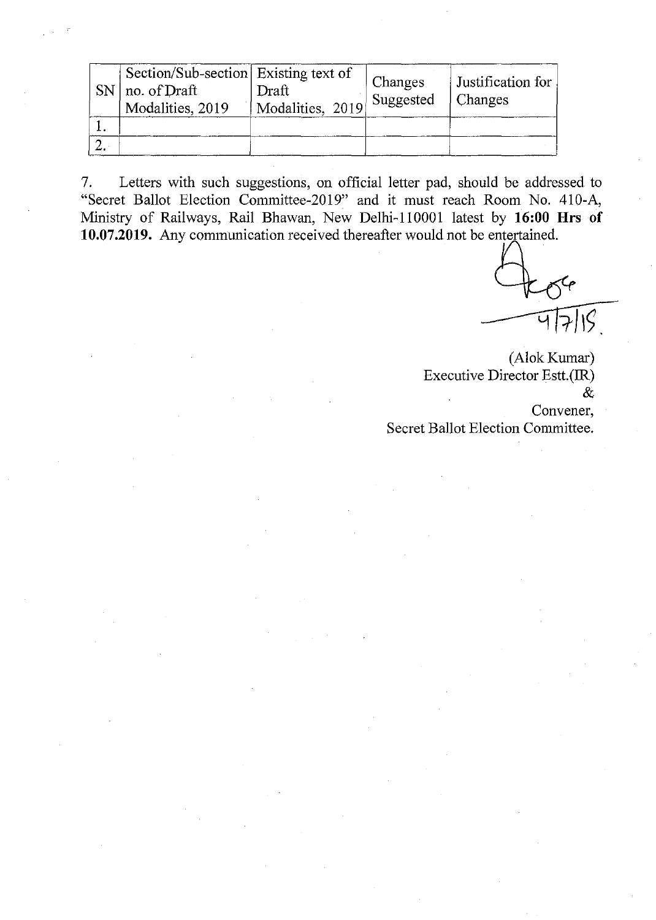| SN | Section/Sub-section no. of Draft Modalities, 2019 | Existing text of Draft Modalities, 2019 | Changes Suggested | Justification for Changes |
|---|---|---|---|---|
| 1. | | | | |
| 2. | | | | |

7. Letters with such suggestions, on official letter pad, should be addressed to "Secret Ballot Election Committee-2019" and it must reach Room No. 410-A, Ministry of Railways, Rail Bhawan, New Delhi-110001 latest by **16:00 Hrs of 10.07.2019.** Any communication received thereafter would not be entertained.

4/7/19.

(Alok Kumar)
Executive Director Estt.(IR)
&
Convener,
Secret Ballot Election Committee.